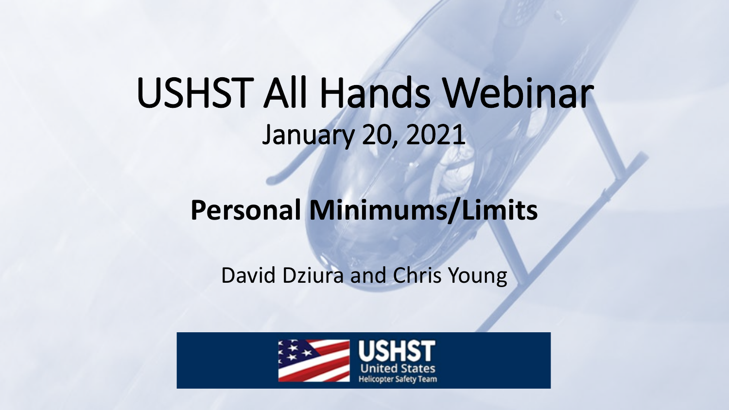# USHST All Hands Webinar

January 20, 2021

## Personal Minimums/Limits

David Dziura and Chris Young

USHST United States Helicopter Safety Team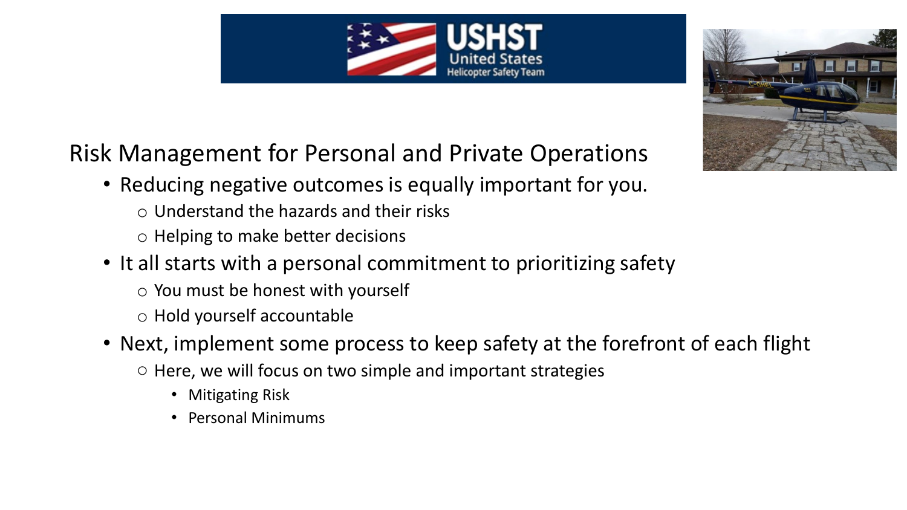# Risk Management for Personal and Private Operations

- Reducing negative outcomes is equally important for you.
  - Understand the hazards and their risks
  - Helping to make better decisions
- It all starts with a personal commitment to prioritizing safety
  - You must be honest with yourself
  - Hold yourself accountable
- Next, implement some process to keep safety at the forefront of each flight
  - Here, we will focus on two simple and important strategies
    - Mitigating Risk
    - Personal Minimums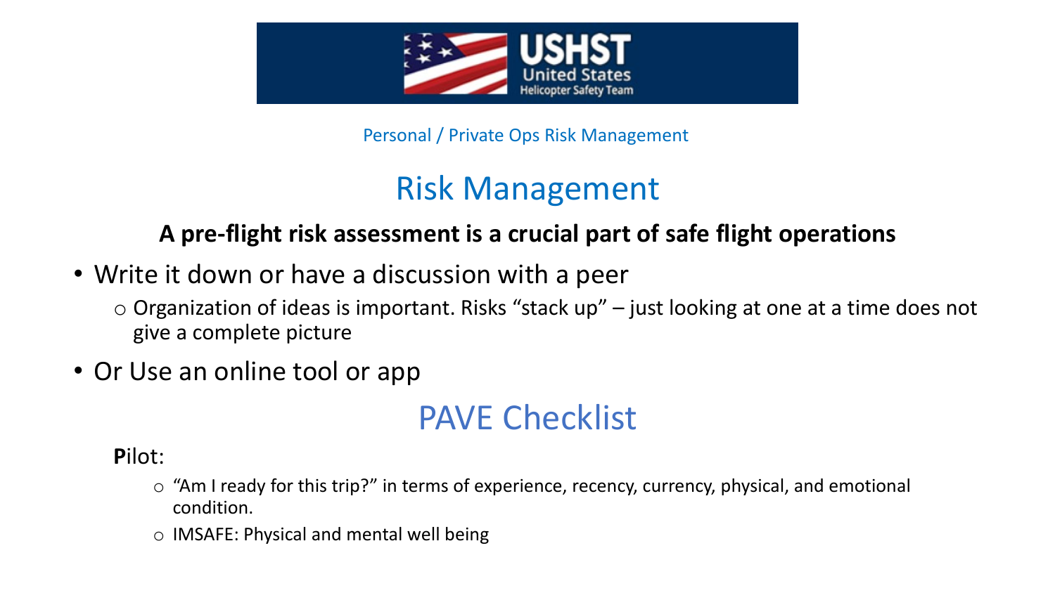Personal / Private Ops Risk Management

# Risk Management

**A pre-flight risk assessment is a crucial part of safe flight operations**

- Write it down or have a discussion with a peer
  - Organization of ideas is important. Risks “stack up” – just looking at one at a time does not give a complete picture
- Or Use an online tool or app

# PAVE Checklist

**P**ilot:

- “Am I ready for this trip?” in terms of experience, recency, currency, physical, and emotional condition.
- IMSAFE: Physical and mental well being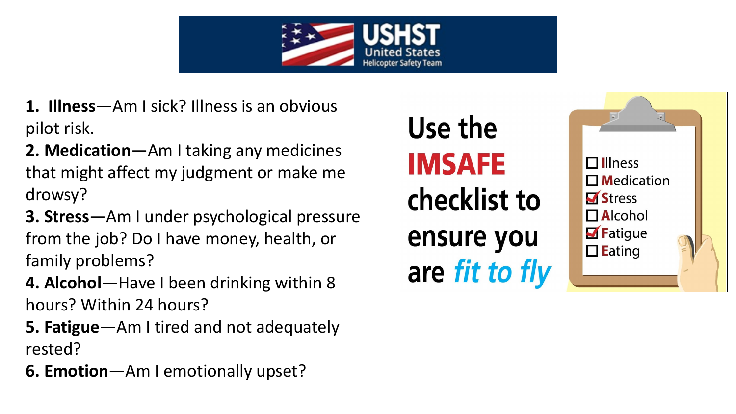USHST United States Helicopter Safety Team

1. **Illness**—Am I sick? Illness is an obvious pilot risk.
2. **Medication**—Am I taking any medicines that might affect my judgment or make me drowsy?
3. **Stress**—Am I under psychological pressure from the job? Do I have money, health, or family problems?
4. **Alcohol**—Have I been drinking within 8 hours? Within 24 hours?
5. **Fatigue**—Am I tired and not adequately rested?
6. **Emotion**—Am I emotionally upset?

**Use the IMSAFE checklist to ensure you are *fit to fly***

- [ ] **I**llness
- [ ] **M**edication
- [x] **S**tress
- [ ] **A**lcohol
- [x] **F**atigue
- [ ] **E**ating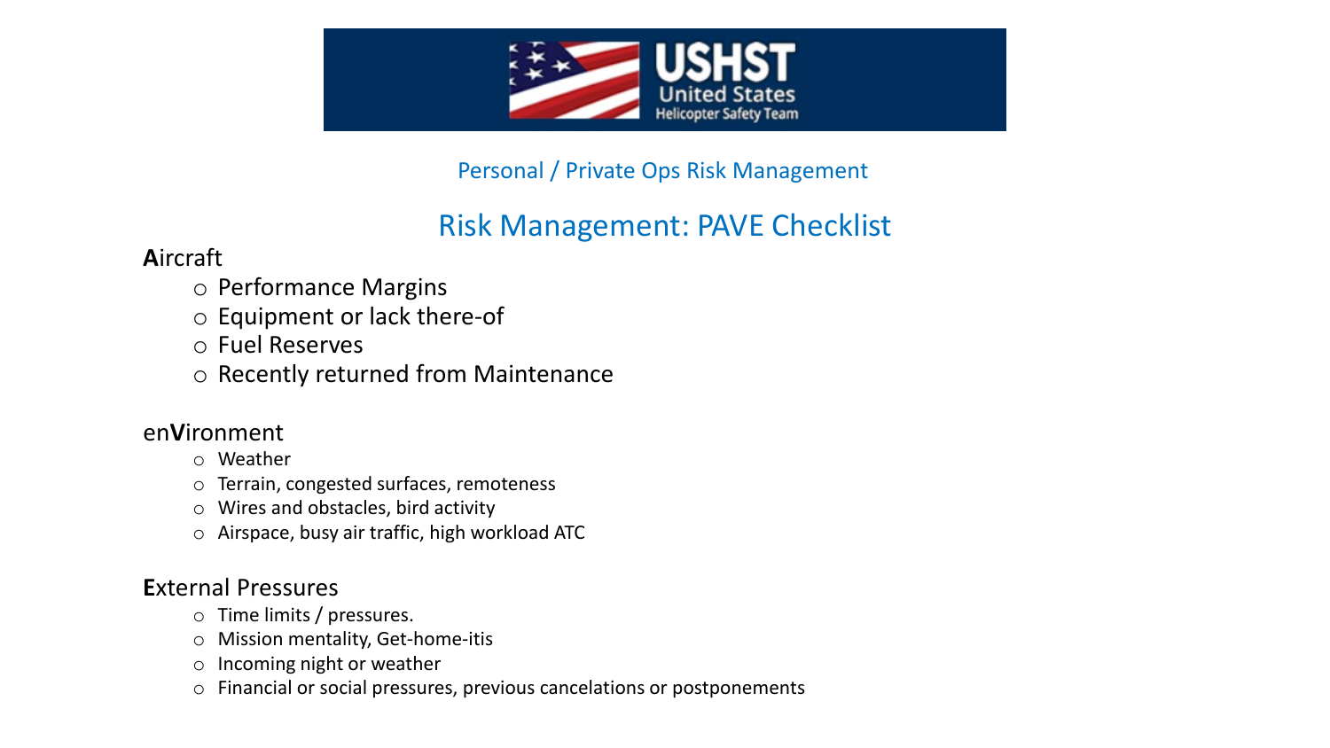USHST United States Helicopter Safety Team

Personal / Private Ops Risk Management

# Risk Management: PAVE Checklist

**A**ircraft

- Performance Margins
- Equipment or lack there-of
- Fuel Reserves
- Recently returned from Maintenance

en**V**ironment

- Weather
- Terrain, congested surfaces, remoteness
- Wires and obstacles, bird activity
- Airspace, busy air traffic, high workload ATC

**E**xternal Pressures

- Time limits / pressures.
- Mission mentality, Get-home-itis
- Incoming night or weather
- Financial or social pressures, previous cancelations or postponements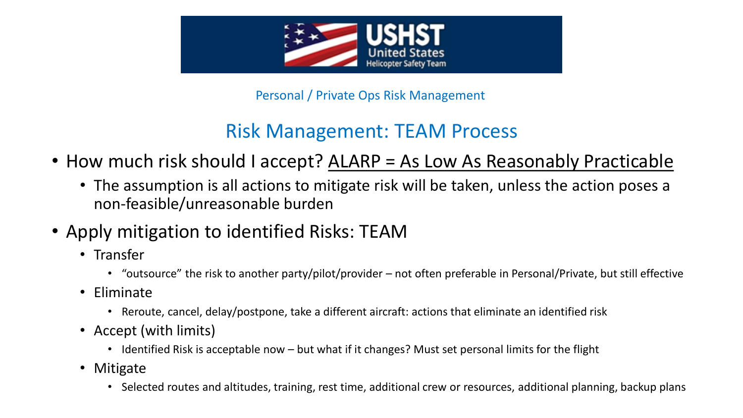Personal / Private Ops Risk Management

## Risk Management: TEAM Process

- How much risk should I accept? ALARP = As Low As Reasonably Practicable
  - The assumption is all actions to mitigate risk will be taken, unless the action poses a non-feasible/unreasonable burden
- Apply mitigation to identified Risks: TEAM
  - Transfer
    - "outsource" the risk to another party/pilot/provider – not often preferable in Personal/Private, but still effective
  - Eliminate
    - Reroute, cancel, delay/postpone, take a different aircraft: actions that eliminate an identified risk
  - Accept (with limits)
    - Identified Risk is acceptable now – but what if it changes? Must set personal limits for the flight
  - Mitigate
    - Selected routes and altitudes, training, rest time, additional crew or resources, additional planning, backup plans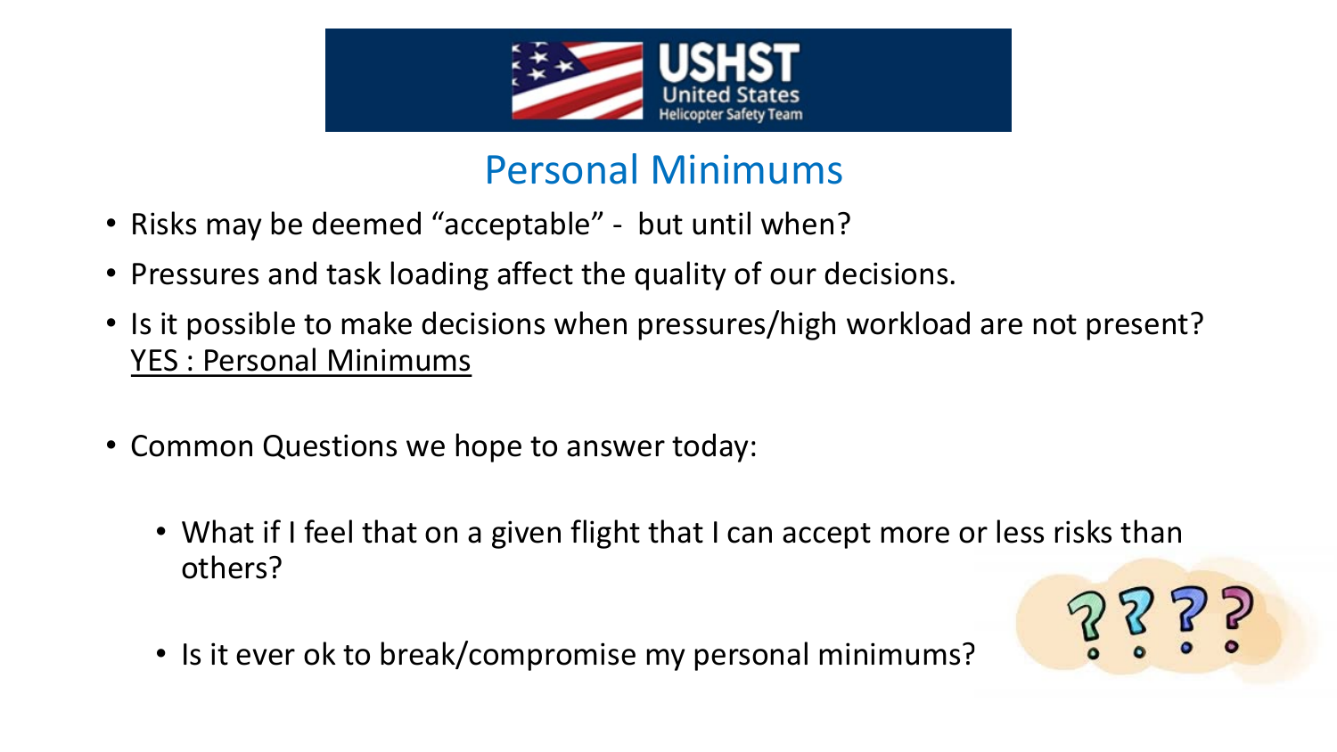# Personal Minimums

- Risks may be deemed “acceptable” - but until when?
- Pressures and task loading affect the quality of our decisions.
- Is it possible to make decisions when pressures/high workload are not present? YES : Personal Minimums

- Common Questions we hope to answer today:
  - What if I feel that on a given flight that I can accept more or less risks than others?
  - Is it ever ok to break/compromise my personal minimums?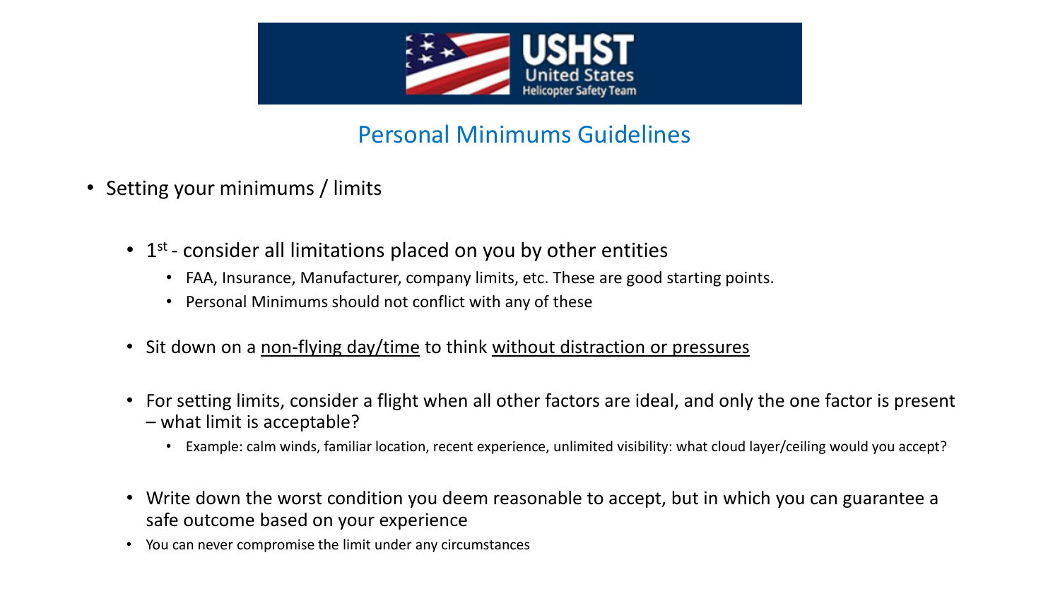USHST United States Helicopter Safety Team

## Personal Minimums Guidelines

- Setting your minimums / limits
  - 1st - consider all limitations placed on you by other entities
    - FAA, Insurance, Manufacturer, company limits, etc. These are good starting points.
    - Personal Minimums should not conflict with any of these
  - Sit down on a <u>non-flying day/time</u> to think <u>without distraction or pressures</u>
  - For setting limits, consider a flight when all other factors are ideal, and only the one factor is present – what limit is acceptable?
    - Example: calm winds, familiar location, recent experience, unlimited visibility: what cloud layer/ceiling would you accept?
  - Write down the worst condition you deem reasonable to accept, but in which you can guarantee a safe outcome based on your experience
  - You can never compromise the limit under any circumstances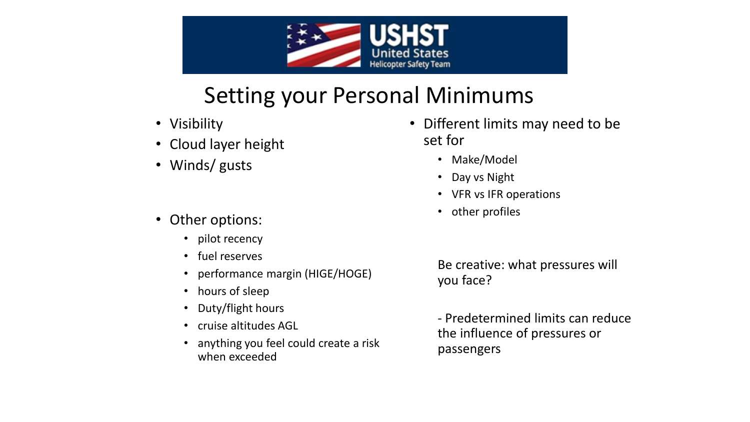USHST United States Helicopter Safety Team

# Setting your Personal Minimums

- Visibility
- Cloud layer height
- Winds/ gusts

- Other options:
  - pilot recency
  - fuel reserves
  - performance margin (HIGE/HOGE)
  - hours of sleep
  - Duty/flight hours
  - cruise altitudes AGL
  - anything you feel could create a risk when exceeded

- Different limits may need to be set for
  - Make/Model
  - Day vs Night
  - VFR vs IFR operations
  - other profiles

Be creative: what pressures will you face?

- Predetermined limits can reduce the influence of pressures or passengers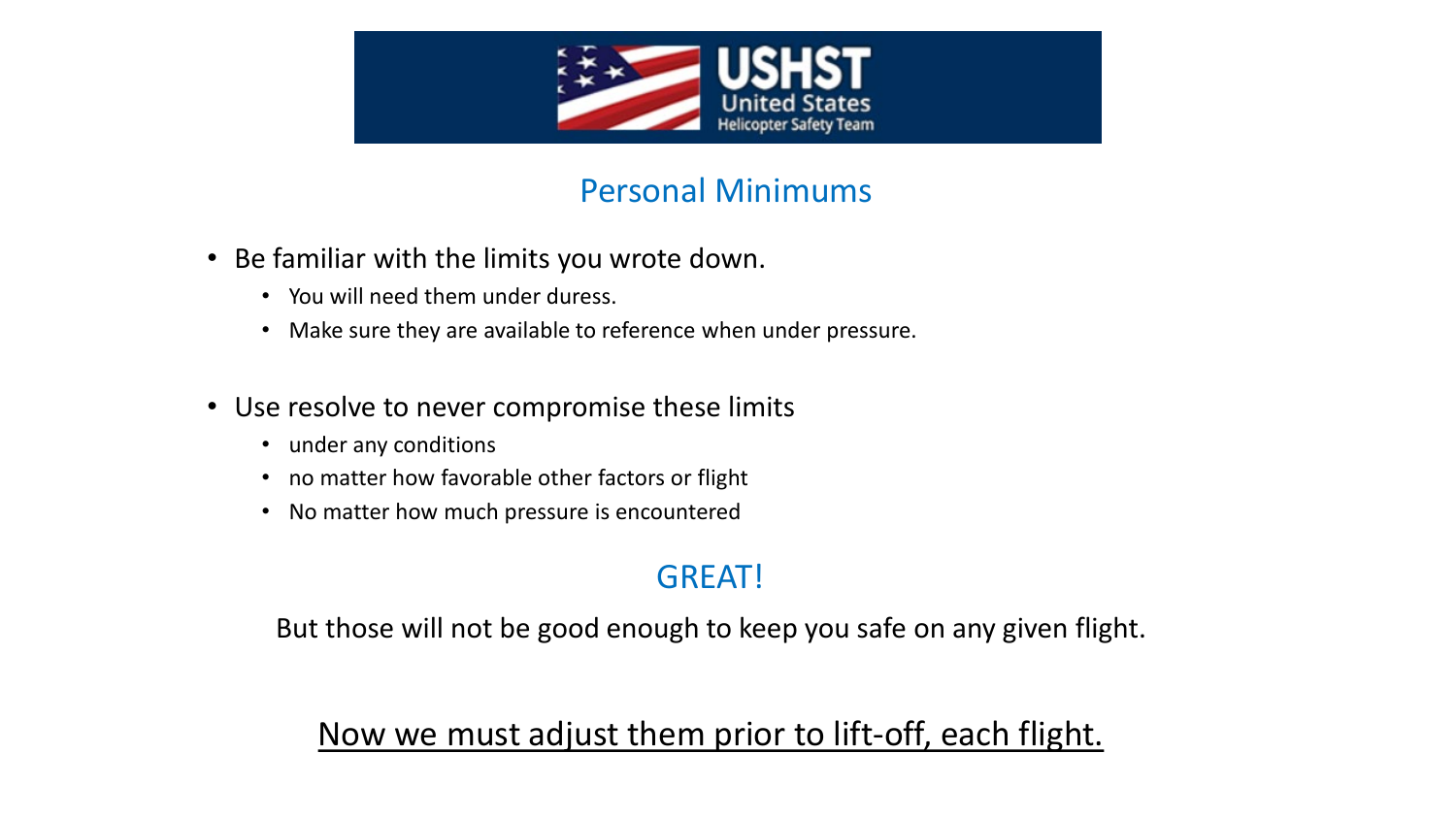## Personal Minimums

- Be familiar with the limits you wrote down.
  - You will need them under duress.
  - Make sure they are available to reference when under pressure.

- Use resolve to never compromise these limits
  - under any conditions
  - no matter how favorable other factors or flight
  - No matter how much pressure is encountered

### GREAT!

But those will not be good enough to keep you safe on any given flight.

<u>Now we must adjust them prior to lift-off, each flight.</u>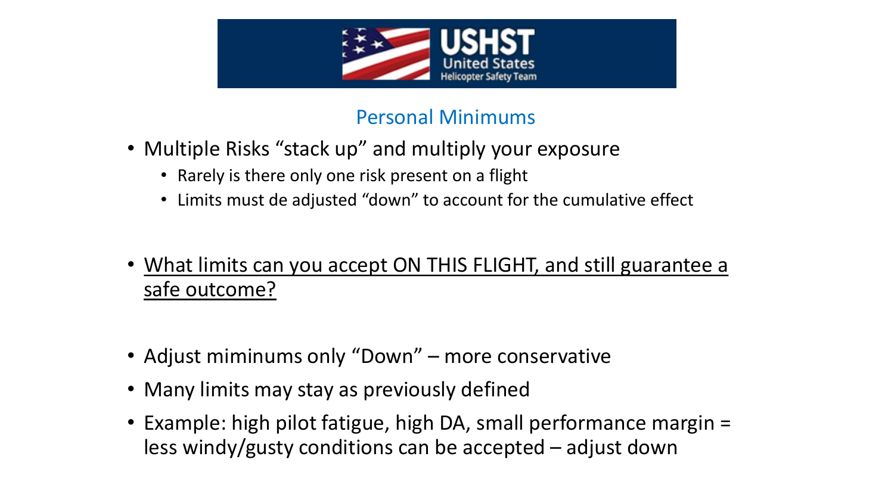## Personal Minimums

- Multiple Risks "stack up" and multiply your exposure
  - Rarely is there only one risk present on a flight
  - Limits must de adjusted "down" to account for the cumulative effect

- <u>What limits can you accept ON THIS FLIGHT, and still guarantee a safe outcome?</u>

- Adjust miminums only "Down" – more conservative
- Many limits may stay as previously defined
- Example: high pilot fatigue, high DA, small performance margin = less windy/gusty conditions can be accepted – adjust down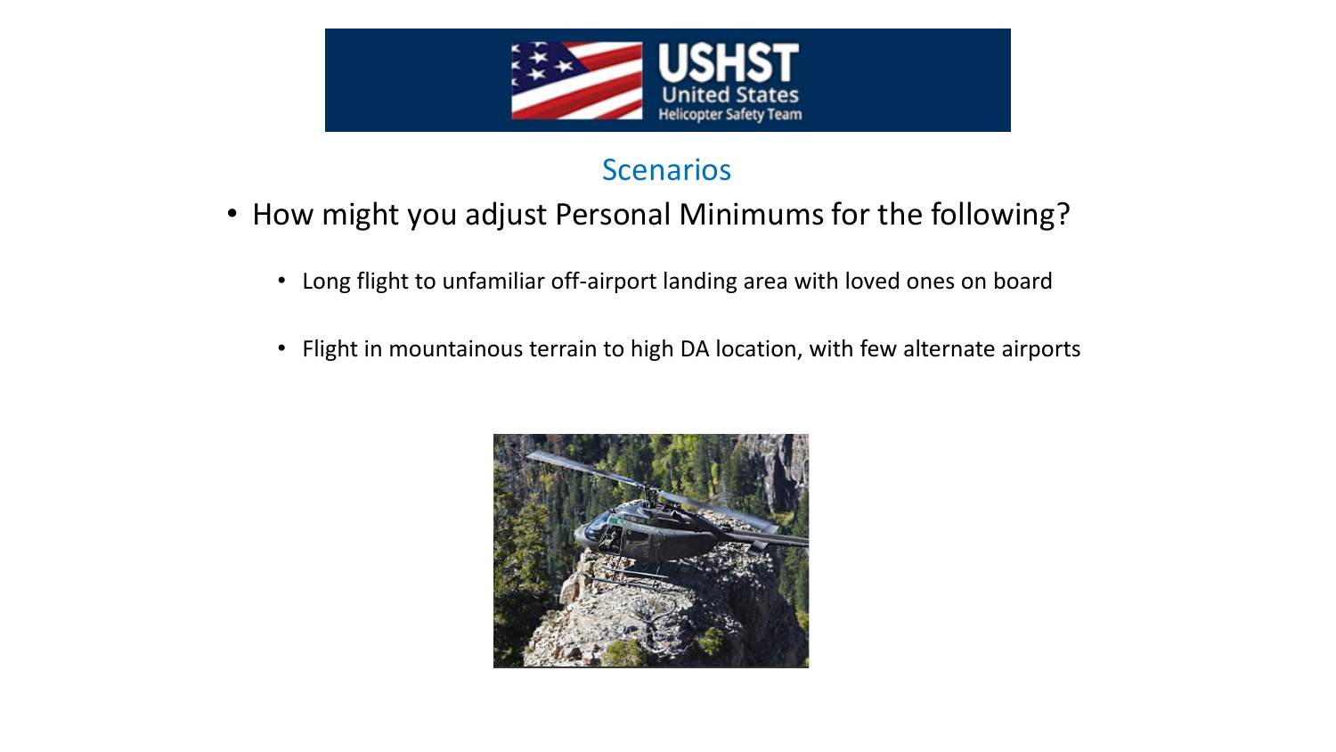## Scenarios

- How might you adjust Personal Minimums for the following?
  - Long flight to unfamiliar off-airport landing area with loved ones on board
  - Flight in mountainous terrain to high DA location, with few alternate airports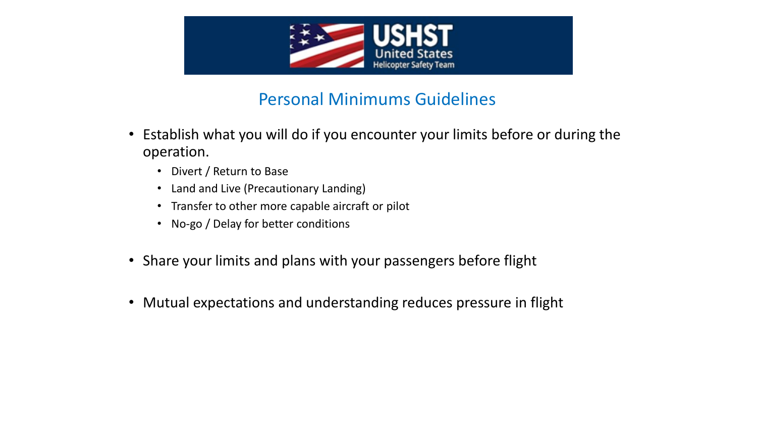## Personal Minimums Guidelines

- Establish what you will do if you encounter your limits before or during the operation.
  - Divert / Return to Base
  - Land and Live (Precautionary Landing)
  - Transfer to other more capable aircraft or pilot
  - No-go / Delay for better conditions
- Share your limits and plans with your passengers before flight
- Mutual expectations and understanding reduces pressure in flight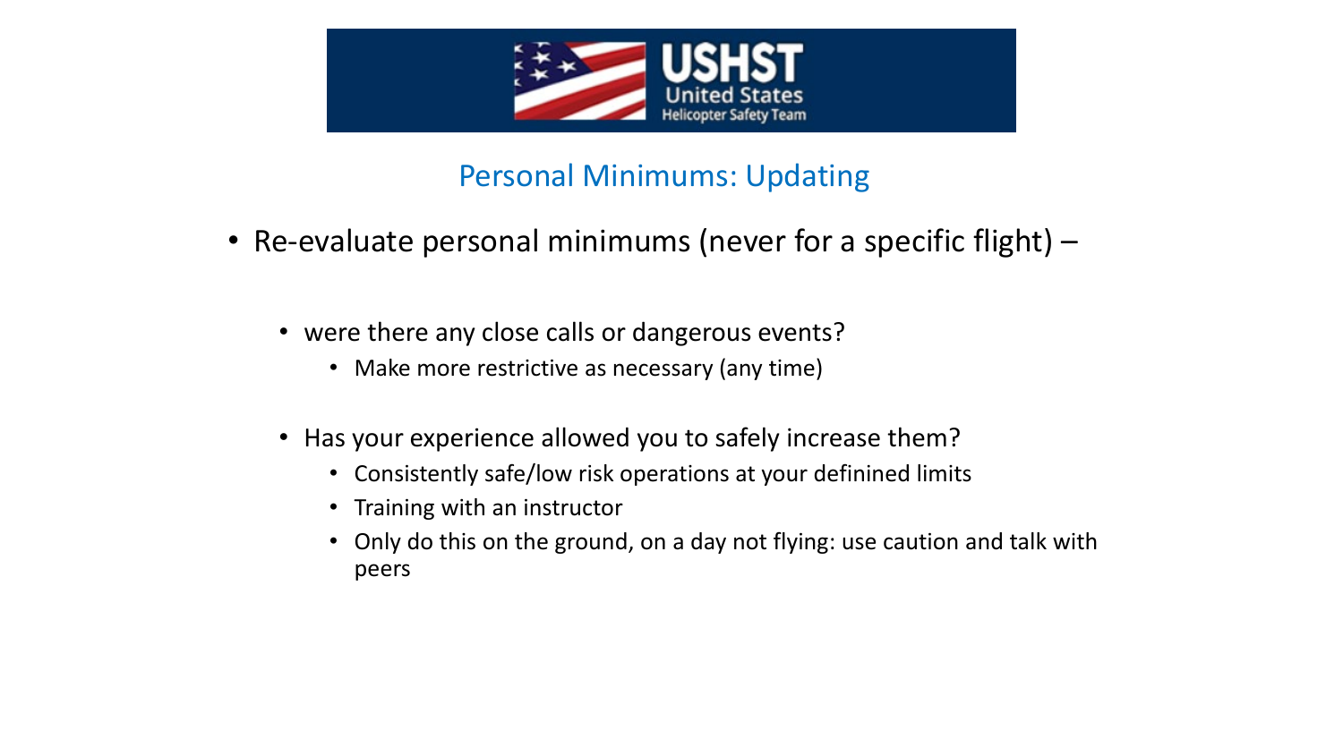USHST United States Helicopter Safety Team

## Personal Minimums: Updating

- Re-evaluate personal minimums (never for a specific flight) –
  - were there any close calls or dangerous events?
    - Make more restrictive as necessary (any time)
  - Has your experience allowed you to safely increase them?
    - Consistently safe/low risk operations at your defined limits
    - Training with an instructor
    - Only do this on the ground, on a day not flying: use caution and talk with peers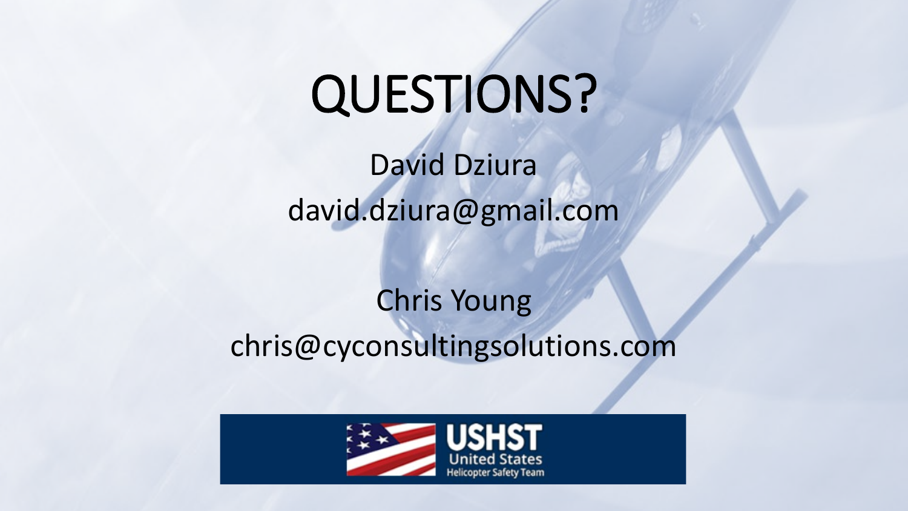# QUESTIONS?

David Dziura

david.dziura@gmail.com

Chris Young

chris@cyconsultingsolutions.com

USHST United States Helicopter Safety Team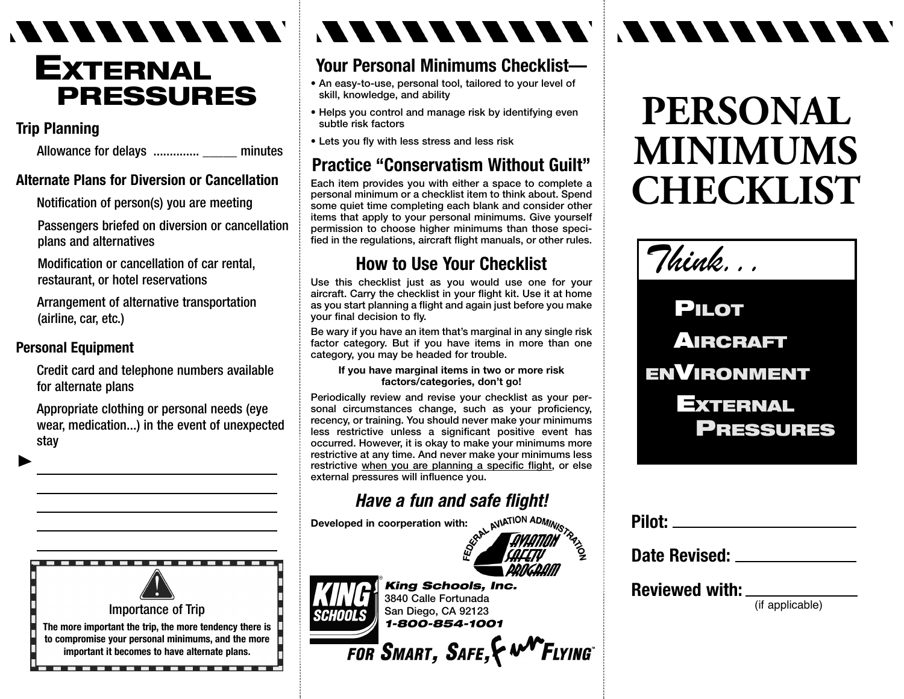# EXTERNAL PRESSURES

## Trip Planning

Allowance for delays ............. _____ minutes

## Alternate Plans for Diversion or Cancellation

Notification of person(s) you are meeting

Passengers briefed on diversion or cancellation plans and alternatives

Modification or cancellation of car rental, restaurant, or hotel reservations

Arrangement of alternative transportation (airline, car, etc.)

## Personal Equipment

Credit card and telephone numbers available for alternate plans

Appropriate clothing or personal needs (eye wear, medication...) in the event of unexpected stay

► ______________________________

______________________________

______________________________

______________________________

______________________________

**Importance of Trip**

**The more important the trip, the more tendency there is to compromise your personal minimums, and the more important it becomes to have alternate plans.**

## Your Personal Minimums Checklist—

- An easy-to-use, personal tool, tailored to your level of skill, knowledge, and ability
- Helps you control and manage risk by identifying even subtle risk factors
- Lets you fly with less stress and less risk

## Practice "Conservatism Without Guilt"

Each item provides you with either a space to complete a personal minimum or a checklist item to think about. Spend some quiet time completing each blank and consider other items that apply to your personal minimums. Give yourself permission to choose higher minimums than those specified in the regulations, aircraft flight manuals, or other rules.

## How to Use Your Checklist

Use this checklist just as you would use one for your aircraft. Carry the checklist in your flight kit. Use it at home as you start planning a flight and again just before you make your final decision to fly.

Be wary if you have an item that's marginal in any single risk factor category. But if you have items in more than one category, you may be headed for trouble.

**If you have marginal items in two or more risk factors/categories, don't go!**

Periodically review and revise your checklist as your personal circumstances change, such as your proficiency, recency, or training. You should never make your minimums less restrictive unless a significant positive event has occurred. However, it is okay to make your minimums more restrictive at any time. And never make your minimums less restrictive <u>when you are planning a specific flight</u>, or else external pressures will influence you.

***Have a fun and safe flight!***

**Developed in coorperation with:**

FEDERAL AVIATION ADMINISTRATION AVIATION SAFETY PROGRAM

KING SCHOOLS®

***King Schools, Inc.***
3840 Calle Fortunada
San Diego, CA 92123
***1-800-854-1001***

*FOR SMART, SAFE, FUN FLYING™*

# PERSONAL MINIMUMS CHECKLIST

*Think. . .*

**P**ILOT

**A**IRCRAFT

EN**V**IRONMENT

**E**XTERNAL **P**RESSURES

**Pilot:** ______________________

**Date Revised:** ______________________

**Reviewed with:** ______________________
(if applicable)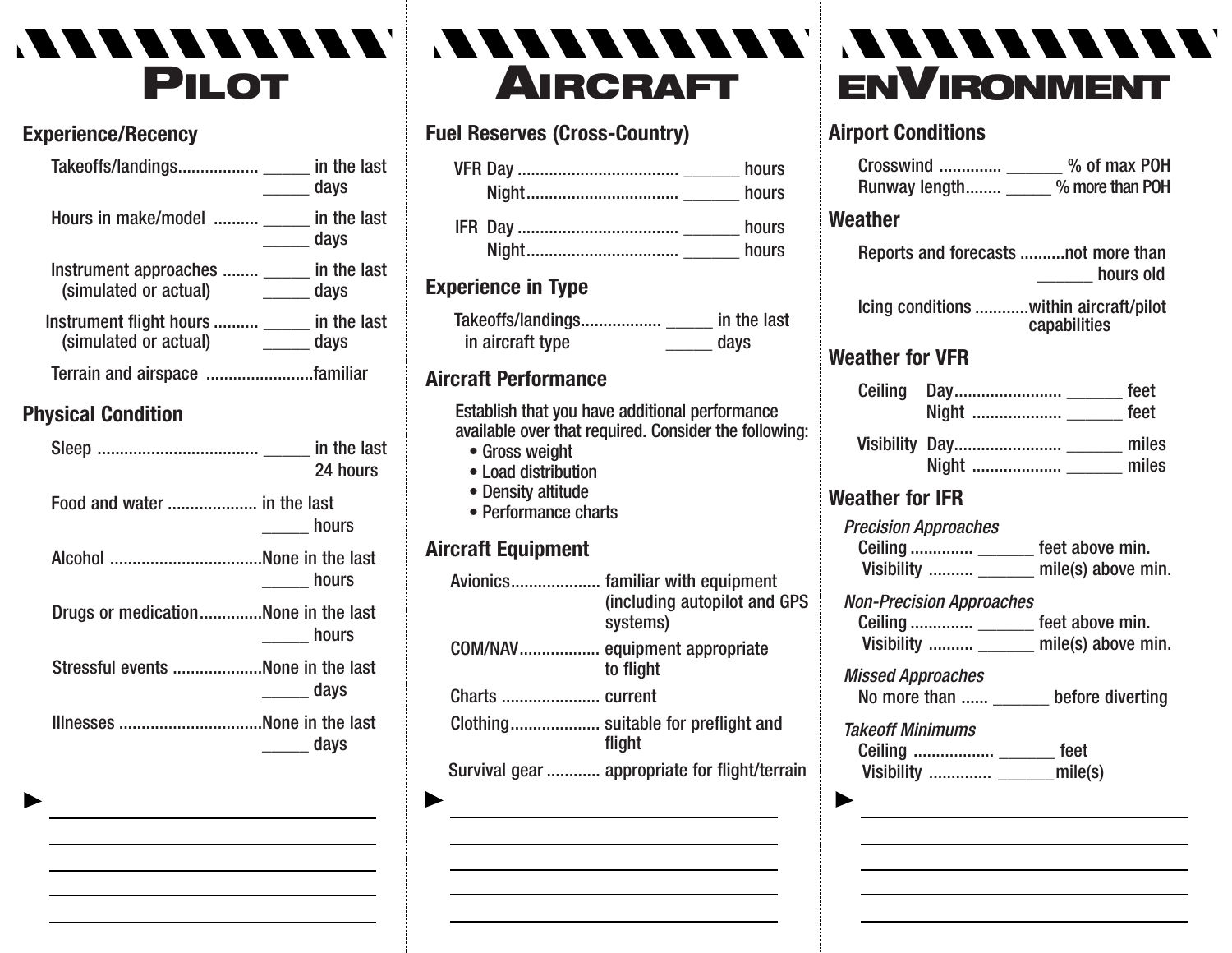# PILOT

## Experience/Recency

Takeoffs/landings.................. _____ in the last _____ days

Hours in make/model .......... _____ in the last _____ days

Instrument approaches ........ _____ in the last _____ days
(simulated or actual)

Instrument flight hours .......... _____ in the last _____ days
(simulated or actual)

Terrain and airspace ........................familiar

## Physical Condition

Sleep .................................... _____ in the last 24 hours

Food and water .................... in the last _____ hours

Alcohol ..................................None in the last _____ hours

Drugs or medication..............None in the last _____ hours

Stressful events ....................None in the last _____ days

Illnesses ................................None in the last _____ days

►

# AIRCRAFT

## Fuel Reserves (Cross-Country)

VFR Day .................................... ______ hours
Night.................................. ______ hours

IFR Day .................................... ______ hours
Night.................................. ______ hours

## Experience in Type

Takeoffs/landings.................. _____ in the last _____ days
in aircraft type

## Aircraft Performance

Establish that you have additional performance available over that required. Consider the following:

- Gross weight
- Load distribution
- Density altitude
- Performance charts

## Aircraft Equipment

Avionics.................... familiar with equipment (including autopilot and GPS systems)

COM/NAV.................. equipment appropriate to flight

Charts ...................... current

Clothing.................... suitable for preflight and flight

Survival gear ............ appropriate for flight/terrain

►

# ENVIRONMENT

## Airport Conditions

Crosswind .............. ______ % of max POH

Runway length........ ______ % more than POH

## Weather

Reports and forecasts ..........not more than ______ hours old

Icing conditions ............within aircraft/pilot capabilities

## Weather for VFR

Ceiling Day........................ ______ feet
Night .................... ______ feet

Visibility Day........................ ______ miles
Night .................... ______ miles

## Weather for IFR

*Precision Approaches*
Ceiling .............. ______ feet above min.
Visibility .......... ______ mile(s) above min.

*Non-Precision Approaches*
Ceiling .............. ______ feet above min.
Visibility .......... ______ mile(s) above min.

*Missed Approaches*
No more than ...... ______ before diverting

*Takeoff Minimums*
Ceiling .................. ______ feet
Visibility .............. ______mile(s)

►